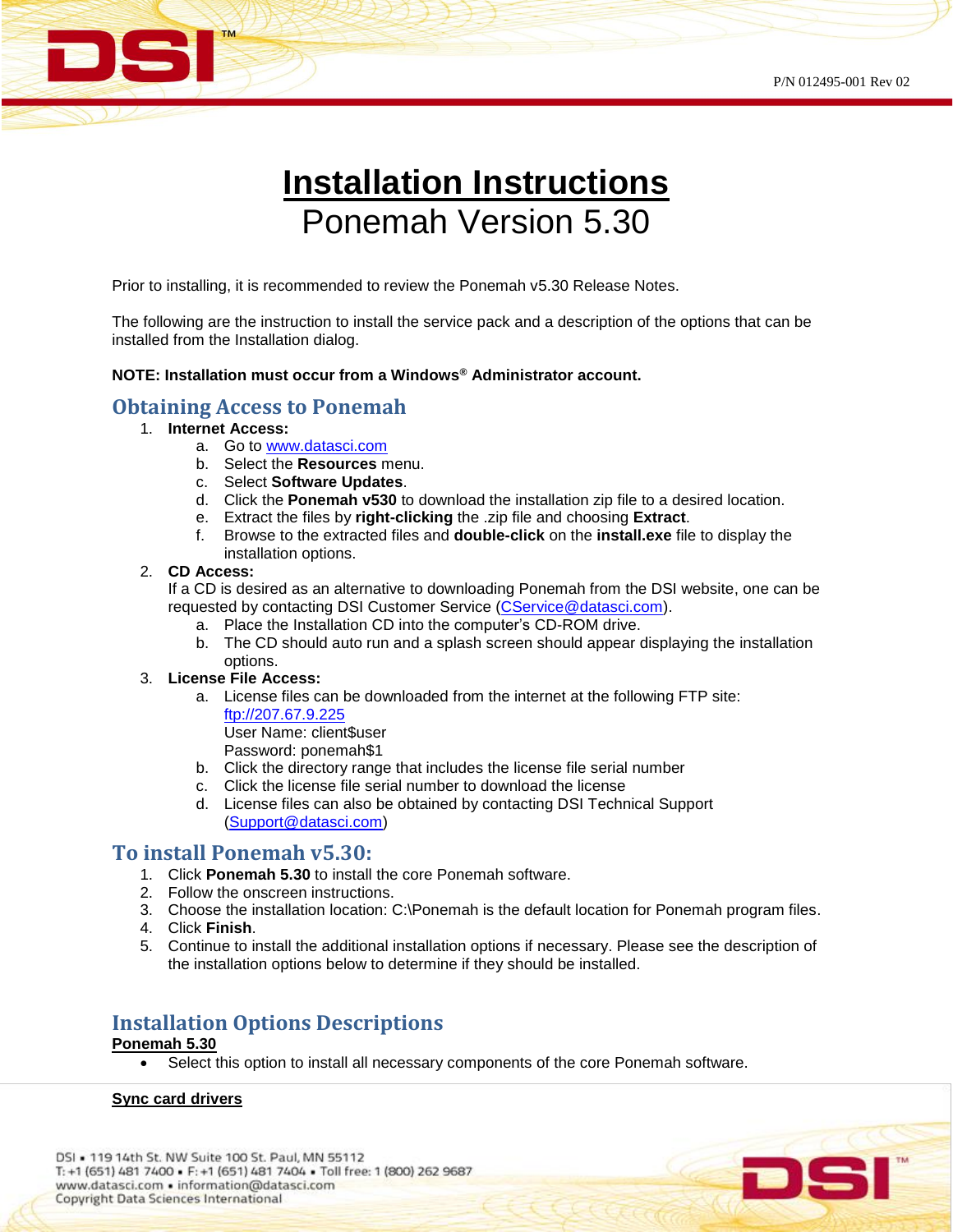P/N 012495-001 Rev 02

# Installation Instructions
## Ponemah Version 5.30

Prior to installing, it is recommended to review the Ponemah v5.30 Release Notes.

The following are the instruction to install the service pack and a description of the options that can be installed from the Installation dialog.

**NOTE: Installation must occur from a Windows® Administrator account.**

## Obtaining Access to Ponemah

1. **Internet Access:**
   a. Go to www.datasci.com
   b. Select the **Resources** menu.
   c. Select **Software Updates**.
   d. Click the **Ponemah v530** to download the installation zip file to a desired location.
   e. Extract the files by **right-clicking** the .zip file and choosing **Extract**.
   f. Browse to the extracted files and **double-click** on the **install.exe** file to display the installation options.
2. **CD Access:**
   If a CD is desired as an alternative to downloading Ponemah from the DSI website, one can be requested by contacting DSI Customer Service (CService@datasci.com).
   a. Place the Installation CD into the computer's CD-ROM drive.
   b. The CD should auto run and a splash screen should appear displaying the installation options.
3. **License File Access:**
   a. License files can be downloaded from the internet at the following FTP site:
      ftp://207.67.9.225
      User Name: client$user
      Password: ponemah$1
   b. Click the directory range that includes the license file serial number
   c. Click the license file serial number to download the license
   d. License files can also be obtained by contacting DSI Technical Support (Support@datasci.com)

## To install Ponemah v5.30:

1. Click **Ponemah 5.30** to install the core Ponemah software.
2. Follow the onscreen instructions.
3. Choose the installation location: C:\Ponemah is the default location for Ponemah program files.
4. Click **Finish**.
5. Continue to install the additional installation options if necessary. Please see the description of the installation options below to determine if they should be installed.

## Installation Options Descriptions

**Ponemah 5.30**

- Select this option to install all necessary components of the core Ponemah software.

**Sync card drivers**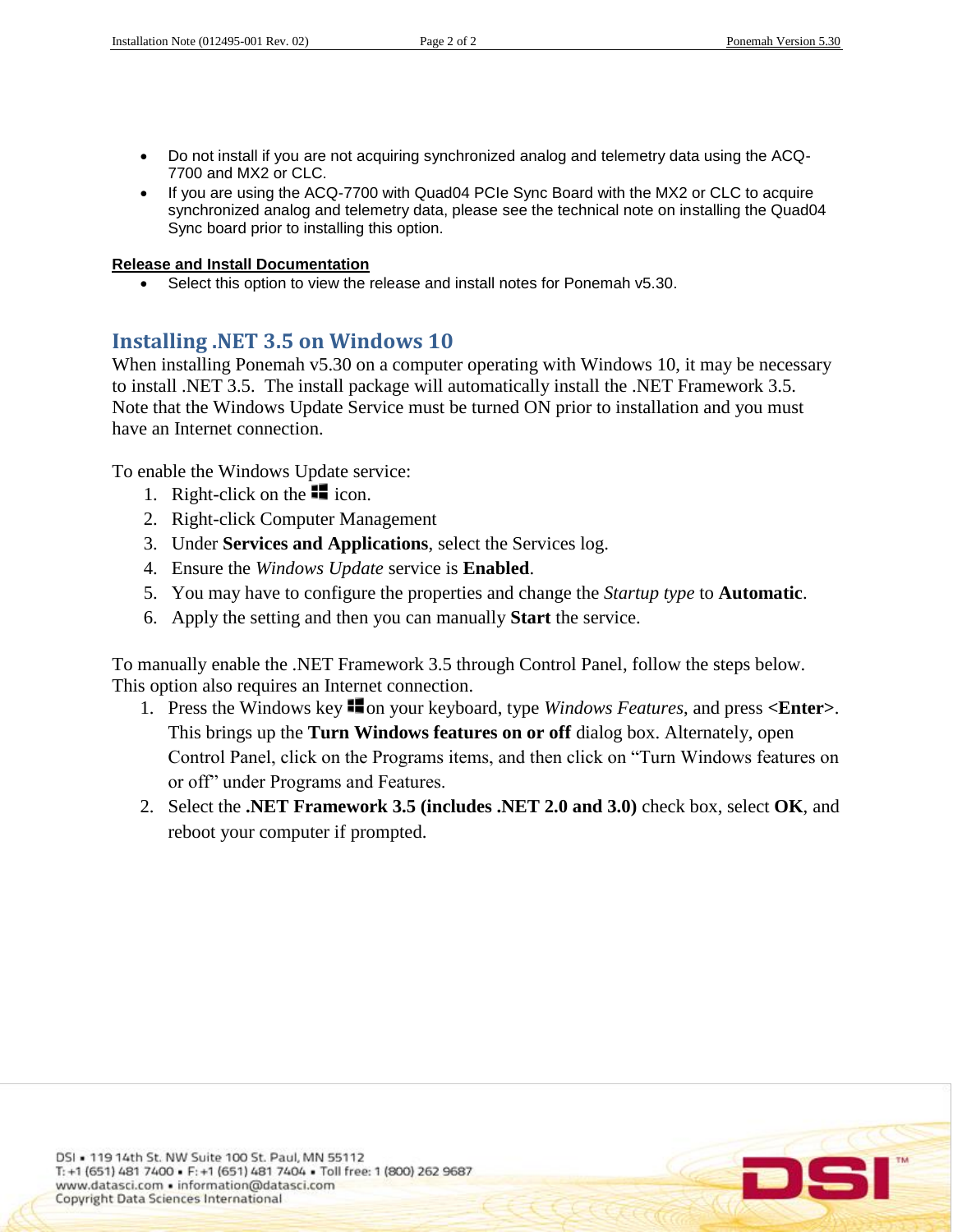- Do not install if you are not acquiring synchronized analog and telemetry data using the ACQ-7700 and MX2 or CLC.
- If you are using the ACQ-7700 with Quad04 PCIe Sync Board with the MX2 or CLC to acquire synchronized analog and telemetry data, please see the technical note on installing the Quad04 Sync board prior to installing this option.

**Release and Install Documentation**

- Select this option to view the release and install notes for Ponemah v5.30.

## Installing .NET 3.5 on Windows 10

When installing Ponemah v5.30 on a computer operating with Windows 10, it may be necessary to install .NET 3.5. The install package will automatically install the .NET Framework 3.5. Note that the Windows Update Service must be turned ON prior to installation and you must have an Internet connection.

To enable the Windows Update service:

1. Right-click on the ⊞ icon.
2. Right-click Computer Management
3. Under **Services and Applications**, select the Services log.
4. Ensure the *Windows Update* service is **Enabled**.
5. You may have to configure the properties and change the *Startup type* to **Automatic**.
6. Apply the setting and then you can manually **Start** the service.

To manually enable the .NET Framework 3.5 through Control Panel, follow the steps below. This option also requires an Internet connection.

1. Press the Windows key ⊞ on your keyboard, type *Windows Features*, and press **<Enter>**. This brings up the **Turn Windows features on or off** dialog box. Alternately, open Control Panel, click on the Programs items, and then click on “Turn Windows features on or off” under Programs and Features.
2. Select the **.NET Framework 3.5 (includes .NET 2.0 and 3.0)** check box, select **OK**, and reboot your computer if prompted.